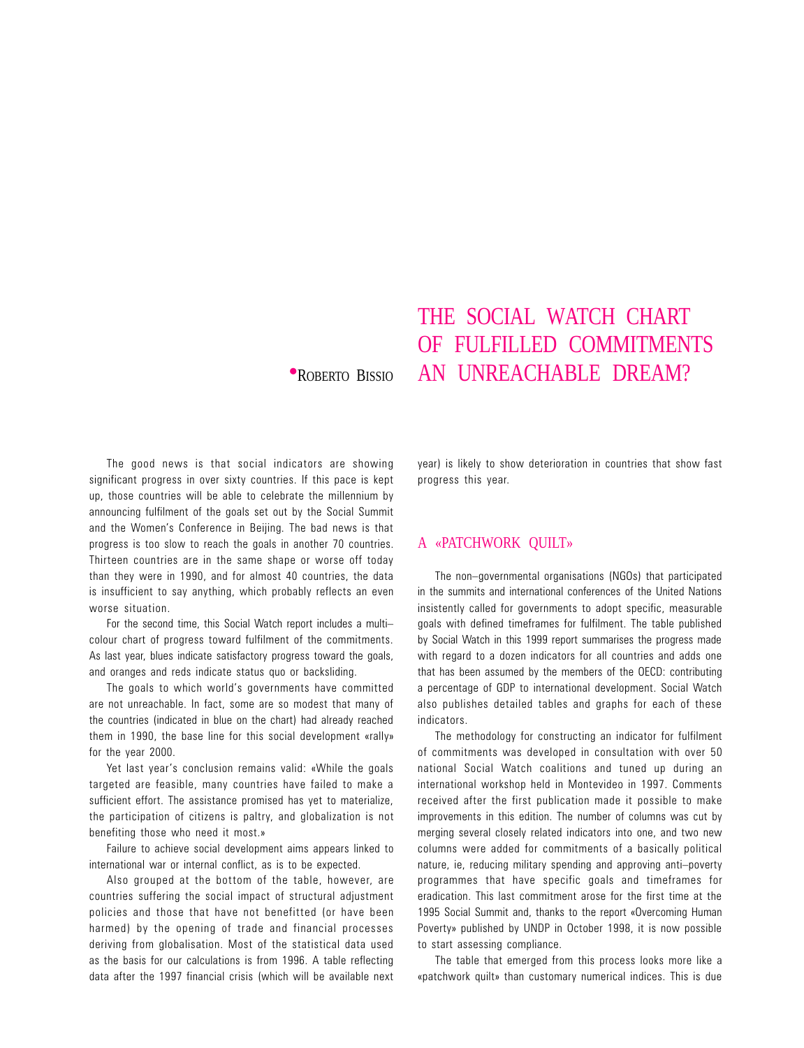# THE SOCIAL WATCH CHART OF FULFILLED COMMITMENTS AN UNREACHABLE DREAM?

•ROBERTO BISSIO

The good news is that social indicators are showing significant progress in over sixty countries. If this pace is kept up, those countries will be able to celebrate the millennium by announcing fulfilment of the goals set out by the Social Summit and the Women's Conference in Beijing. The bad news is that progress is too slow to reach the goals in another 70 countries. Thirteen countries are in the same shape or worse off today than they were in 1990, and for almost 40 countries, the data is insufficient to say anything, which probably reflects an even worse situation.

For the second time, this Social Watch report includes a multi–colour chart of progress toward fulfilment of the commitments. As last year, blues indicate satisfactory progress toward the goals, and oranges and reds indicate status quo or backsliding.

The goals to which world's governments have committed are not unreachable. In fact, some are so modest that many of the countries (indicated in blue on the chart) had already reached them in 1990, the base line for this social development «rally» for the year 2000.

Yet last year's conclusion remains valid: «While the goals targeted are feasible, many countries have failed to make a sufficient effort. The assistance promised has yet to materialize, the participation of citizens is paltry, and globalization is not benefiting those who need it most.»

Failure to achieve social development aims appears linked to international war or internal conflict, as is to be expected.

Also grouped at the bottom of the table, however, are countries suffering the social impact of structural adjustment policies and those that have not benefitted (or have been harmed) by the opening of trade and financial processes deriving from globalisation. Most of the statistical data used as the basis for our calculations is from 1996. A table reflecting data after the 1997 financial crisis (which will be available next year) is likely to show deterioration in countries that show fast progress this year.

## A «PATCHWORK QUILT»

The non–governmental organisations (NGOs) that participated in the summits and international conferences of the United Nations insistently called for governments to adopt specific, measurable goals with defined timeframes for fulfilment. The table published by Social Watch in this 1999 report summarises the progress made with regard to a dozen indicators for all countries and adds one that has been assumed by the members of the OECD: contributing a percentage of GDP to international development. Social Watch also publishes detailed tables and graphs for each of these indicators.

The methodology for constructing an indicator for fulfilment of commitments was developed in consultation with over 50 national Social Watch coalitions and tuned up during an international workshop held in Montevideo in 1997. Comments received after the first publication made it possible to make improvements in this edition. The number of columns was cut by merging several closely related indicators into one, and two new columns were added for commitments of a basically political nature, ie, reducing military spending and approving anti–poverty programmes that have specific goals and timeframes for eradication. This last commitment arose for the first time at the 1995 Social Summit and, thanks to the report «Overcoming Human Poverty» published by UNDP in October 1998, it is now possible to start assessing compliance.

The table that emerged from this process looks more like a «patchwork quilt» than customary numerical indices. This is due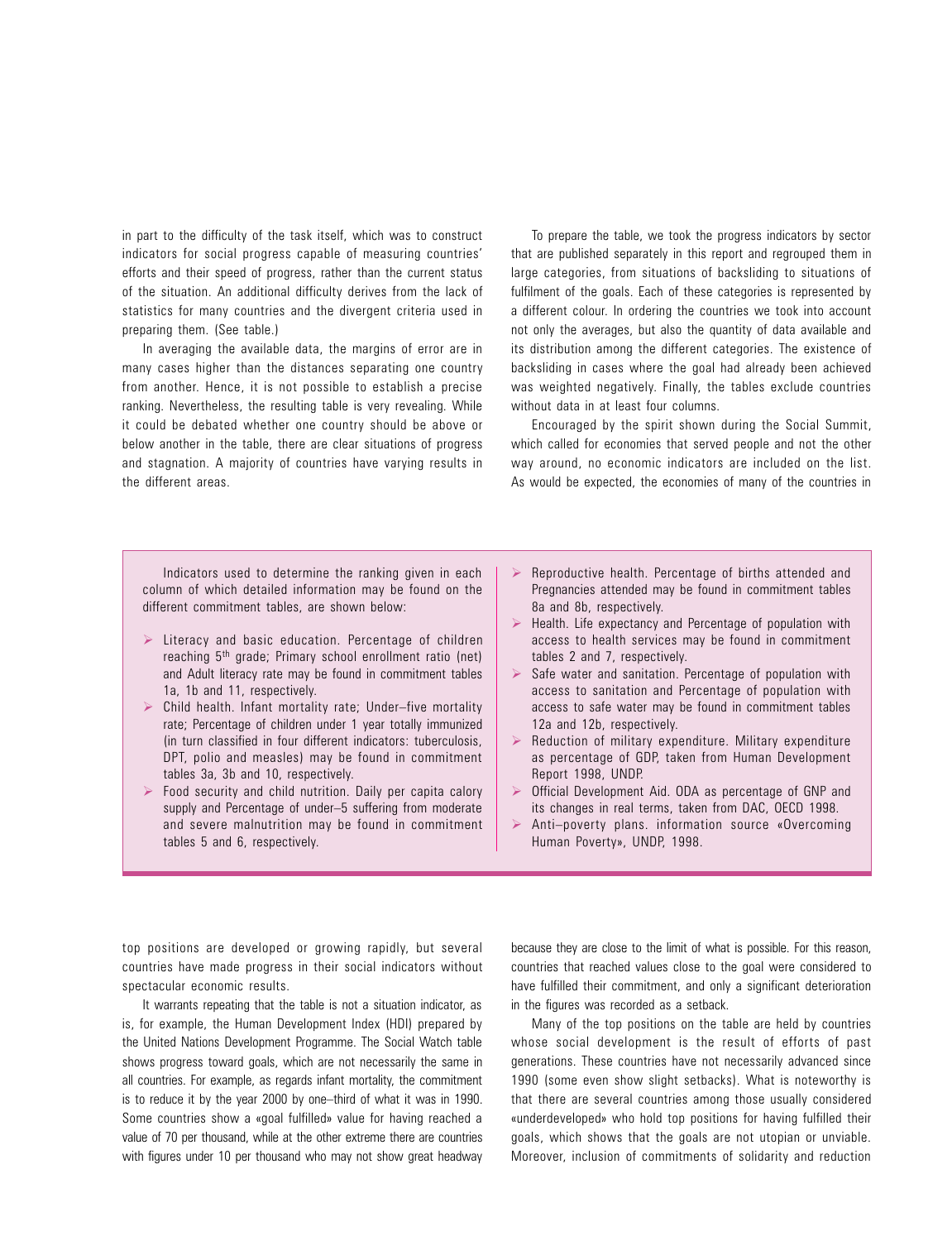in part to the difficulty of the task itself, which was to construct indicators for social progress capable of measuring countries' efforts and their speed of progress, rather than the current status of the situation. An additional difficulty derives from the lack of statistics for many countries and the divergent criteria used in preparing them. (See table.)

In averaging the available data, the margins of error are in many cases higher than the distances separating one country from another. Hence, it is not possible to establish a precise ranking. Nevertheless, the resulting table is very revealing. While it could be debated whether one country should be above or below another in the table, there are clear situations of progress and stagnation. A majority of countries have varying results in the different areas.

To prepare the table, we took the progress indicators by sector that are published separately in this report and regrouped them in large categories, from situations of backsliding to situations of fulfilment of the goals. Each of these categories is represented by a different colour. In ordering the countries we took into account not only the averages, but also the quantity of data available and its distribution among the different categories. The existence of backsliding in cases where the goal had already been achieved was weighted negatively. Finally, the tables exclude countries without data in at least four columns.

Encouraged by the spirit shown during the Social Summit, which called for economies that served people and not the other way around, no economic indicators are included on the list. As would be expected, the economies of many of the countries in top positions are developed or growing rapidly, but several countries have made progress in their social indicators without spectacular economic results.

It warrants repeating that the table is not a situation indicator, as is, for example, the Human Development Index (HDI) prepared by the United Nations Development Programme. The Social Watch table shows progress toward goals, which are not necessarily the same in all countries. For example, as regards infant mortality, the commitment is to reduce it by the year 2000 by one–third of what it was in 1990. Some countries show a «goal fulfilled» value for having reached a value of 70 per thousand, while at the other extreme there are countries with figures under 10 per thousand who may not show great headway because they are close to the limit of what is possible. For this reason, countries that reached values close to the goal were considered to have fulfilled their commitment, and only a significant deterioration in the figures was recorded as a setback.

Many of the top positions on the table are held by countries whose social development is the result of efforts of past generations. These countries have not necessarily advanced since 1990 (some even show slight setbacks). What is noteworthy is that there are several countries among those usually considered «underdeveloped» who hold top positions for having fulfilled their goals, which shows that the goals are not utopian or unviable. Moreover, inclusion of commitments of solidarity and reduction

---

Indicators used to determine the ranking given in each column of which detailed information may be found on the different commitment tables, are shown below:

- Literacy and basic education. Percentage of children reaching 5th grade; Primary school enrollment ratio (net) and Adult literacy rate may be found in commitment tables 1a, 1b and 11, respectively.
- Child health. Infant mortality rate; Under–five mortality rate; Percentage of children under 1 year totally immunized (in turn classified in four different indicators: tuberculosis, DPT, polio and measles) may be found in commitment tables 3a, 3b and 10, respectively.
- Food security and child nutrition. Daily per capita calory supply and Percentage of under–5 suffering from moderate and severe malnutrition may be found in commitment tables 5 and 6, respectively.
- Reproductive health. Percentage of births attended and Pregnancies attended may be found in commitment tables 8a and 8b, respectively.
- Health. Life expectancy and Percentage of population with access to health services may be found in commitment tables 2 and 7, respectively.
- Safe water and sanitation. Percentage of population with access to sanitation and Percentage of population with access to safe water may be found in commitment tables 12a and 12b, respectively.
- Reduction of military expenditure. Military expenditure as percentage of GDP, taken from Human Development Report 1998, UNDP.
- Official Development Aid. ODA as percentage of GNP and its changes in real terms, taken from DAC, OECD 1998.
- Anti–poverty plans. information source «Overcoming Human Poverty», UNDP, 1998.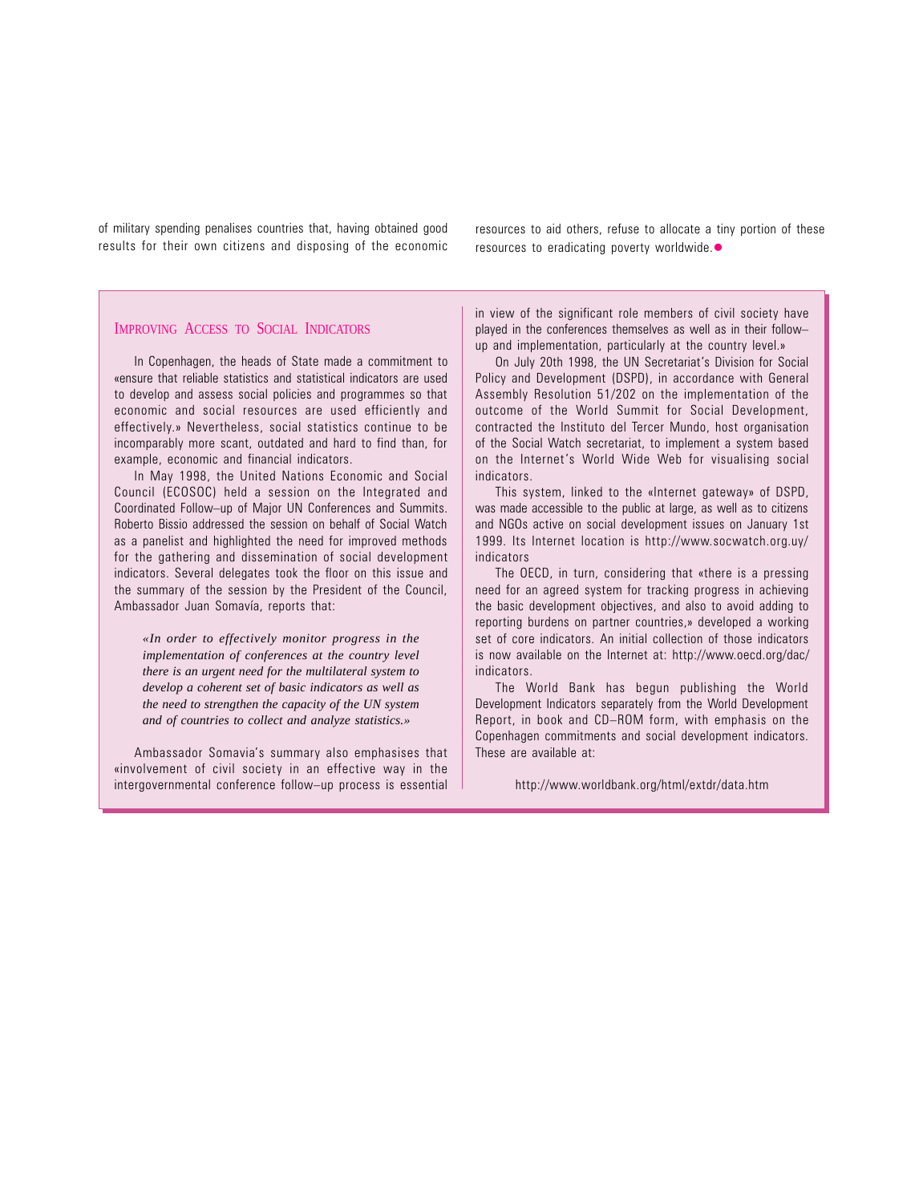of military spending penalises countries that, having obtained good results for their own citizens and disposing of the economic resources to aid others, refuse to allocate a tiny portion of these resources to eradicating poverty worldwide.

## Improving Access to Social Indicators

In Copenhagen, the heads of State made a commitment to «ensure that reliable statistics and statistical indicators are used to develop and assess social policies and programmes so that economic and social resources are used efficiently and effectively.» Nevertheless, social statistics continue to be incomparably more scant, outdated and hard to find than, for example, economic and financial indicators.

In May 1998, the United Nations Economic and Social Council (ECOSOC) held a session on the Integrated and Coordinated Follow–up of Major UN Conferences and Summits. Roberto Bissio addressed the session on behalf of Social Watch as a panelist and highlighted the need for improved methods for the gathering and dissemination of social development indicators. Several delegates took the floor on this issue and the summary of the session by the President of the Council, Ambassador Juan Somavía, reports that:

> *«In order to effectively monitor progress in the implementation of conferences at the country level there is an urgent need for the multilateral system to develop a coherent set of basic indicators as well as the need to strengthen the capacity of the UN system and of countries to collect and analyze statistics.»*

Ambassador Somavia's summary also emphasises that «involvement of civil society in an effective way in the intergovernmental conference follow–up process is essential in view of the significant role members of civil society have played in the conferences themselves as well as in their follow–up and implementation, particularly at the country level.»

On July 20th 1998, the UN Secretariat's Division for Social Policy and Development (DSPD), in accordance with General Assembly Resolution 51/202 on the implementation of the outcome of the World Summit for Social Development, contracted the Instituto del Tercer Mundo, host organisation of the Social Watch secretariat, to implement a system based on the Internet's World Wide Web for visualising social indicators.

This system, linked to the «Internet gateway» of DSPD, was made accessible to the public at large, as well as to citizens and NGOs active on social development issues on January 1st 1999. Its Internet location is http://www.socwatch.org.uy/indicators

The OECD, in turn, considering that «there is a pressing need for an agreed system for tracking progress in achieving the basic development objectives, and also to avoid adding to reporting burdens on partner countries,» developed a working set of core indicators. An initial collection of those indicators is now available on the Internet at: http://www.oecd.org/dac/indicators.

The World Bank has begun publishing the World Development Indicators separately from the World Development Report, in book and CD–ROM form, with emphasis on the Copenhagen commitments and social development indicators. These are available at:

http://www.worldbank.org/html/extdr/data.htm